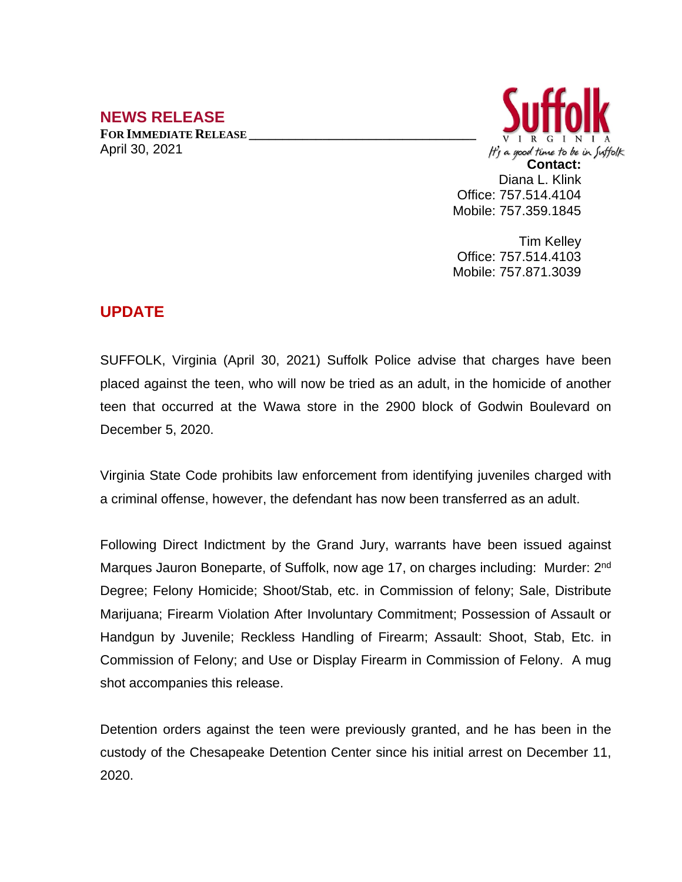## NEWS RELEASE

**FOR IMMEDIATE RELEASE**

April 30, 2021

Suffolk

VIRGINIA

It's a good time to be in Suffolk

**Contact:**

Diana L. Klink
Office: 757.514.4104
Mobile: 757.359.1845

Tim Kelley
Office: 757.514.4103
Mobile: 757.871.3039

## UPDATE

SUFFOLK, Virginia (April 30, 2021) Suffolk Police advise that charges have been placed against the teen, who will now be tried as an adult, in the homicide of another teen that occurred at the Wawa store in the 2900 block of Godwin Boulevard on December 5, 2020.

Virginia State Code prohibits law enforcement from identifying juveniles charged with a criminal offense, however, the defendant has now been transferred as an adult.

Following Direct Indictment by the Grand Jury, warrants have been issued against Marques Jauron Boneparte, of Suffolk, now age 17, on charges including: Murder: 2nd Degree; Felony Homicide; Shoot/Stab, etc. in Commission of felony; Sale, Distribute Marijuana; Firearm Violation After Involuntary Commitment; Possession of Assault or Handgun by Juvenile; Reckless Handling of Firearm; Assault: Shoot, Stab, Etc. in Commission of Felony; and Use or Display Firearm in Commission of Felony. A mug shot accompanies this release.

Detention orders against the teen were previously granted, and he has been in the custody of the Chesapeake Detention Center since his initial arrest on December 11, 2020.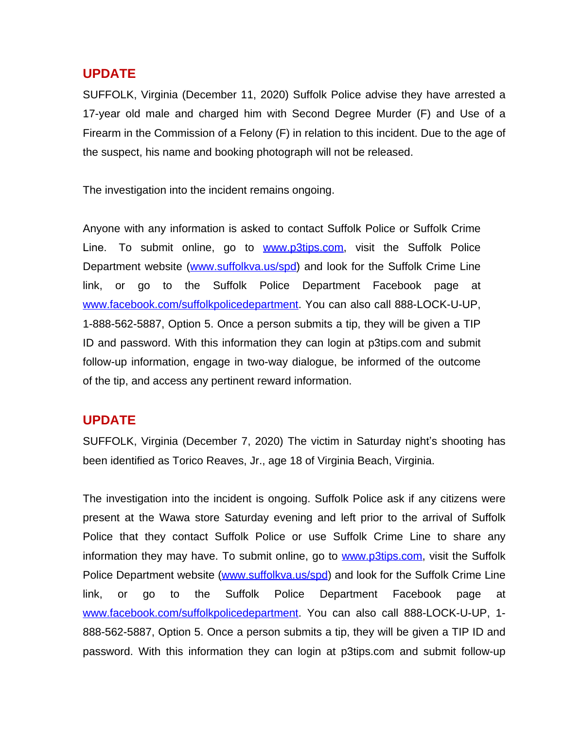## UPDATE

SUFFOLK, Virginia (December 11, 2020) Suffolk Police advise they have arrested a 17-year old male and charged him with Second Degree Murder (F) and Use of a Firearm in the Commission of a Felony (F) in relation to this incident. Due to the age of the suspect, his name and booking photograph will not be released.

The investigation into the incident remains ongoing.

Anyone with any information is asked to contact Suffolk Police or Suffolk Crime Line. To submit online, go to www.p3tips.com, visit the Suffolk Police Department website (www.suffolkva.us/spd) and look for the Suffolk Crime Line link, or go to the Suffolk Police Department Facebook page at www.facebook.com/suffolkpolicedepartment. You can also call 888-LOCK-U-UP, 1-888-562-5887, Option 5. Once a person submits a tip, they will be given a TIP ID and password. With this information they can login at p3tips.com and submit follow-up information, engage in two-way dialogue, be informed of the outcome of the tip, and access any pertinent reward information.

## UPDATE

SUFFOLK, Virginia (December 7, 2020) The victim in Saturday night's shooting has been identified as Torico Reaves, Jr., age 18 of Virginia Beach, Virginia.

The investigation into the incident is ongoing. Suffolk Police ask if any citizens were present at the Wawa store Saturday evening and left prior to the arrival of Suffolk Police that they contact Suffolk Police or use Suffolk Crime Line to share any information they may have. To submit online, go to www.p3tips.com, visit the Suffolk Police Department website (www.suffolkva.us/spd) and look for the Suffolk Crime Line link, or go to the Suffolk Police Department Facebook page at www.facebook.com/suffolkpolicedepartment. You can also call 888-LOCK-U-UP, 1-888-562-5887, Option 5. Once a person submits a tip, they will be given a TIP ID and password. With this information they can login at p3tips.com and submit follow-up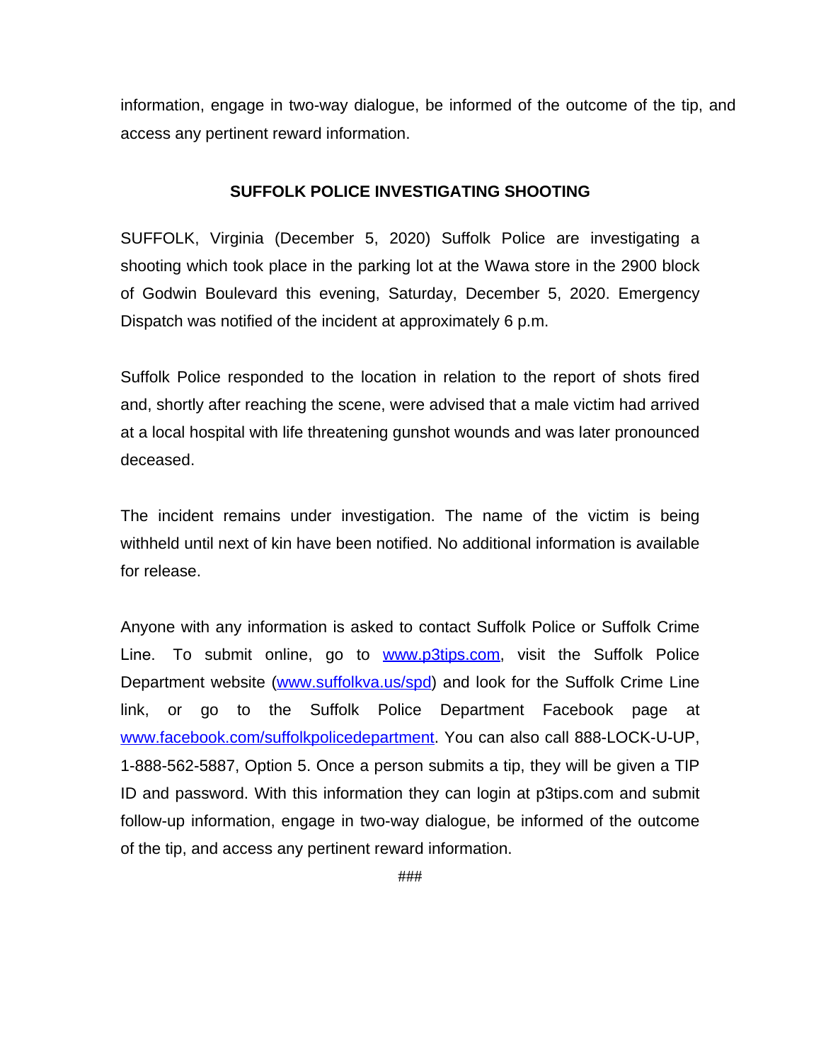information, engage in two-way dialogue, be informed of the outcome of the tip, and access any pertinent reward information.

## SUFFOLK POLICE INVESTIGATING SHOOTING

SUFFOLK, Virginia (December 5, 2020) Suffolk Police are investigating a shooting which took place in the parking lot at the Wawa store in the 2900 block of Godwin Boulevard this evening, Saturday, December 5, 2020. Emergency Dispatch was notified of the incident at approximately 6 p.m.

Suffolk Police responded to the location in relation to the report of shots fired and, shortly after reaching the scene, were advised that a male victim had arrived at a local hospital with life threatening gunshot wounds and was later pronounced deceased.

The incident remains under investigation. The name of the victim is being withheld until next of kin have been notified. No additional information is available for release.

Anyone with any information is asked to contact Suffolk Police or Suffolk Crime Line. To submit online, go to [www.p3tips.com](http://www.p3tips.com), visit the Suffolk Police Department website ([www.suffolkva.us/spd](http://www.suffolkva.us/spd)) and look for the Suffolk Crime Line link, or go to the Suffolk Police Department Facebook page at [www.facebook.com/suffolkpolicedepartment](http://www.facebook.com/suffolkpolicedepartment). You can also call 888-LOCK-U-UP, 1-888-562-5887, Option 5. Once a person submits a tip, they will be given a TIP ID and password. With this information they can login at p3tips.com and submit follow-up information, engage in two-way dialogue, be informed of the outcome of the tip, and access any pertinent reward information.

###